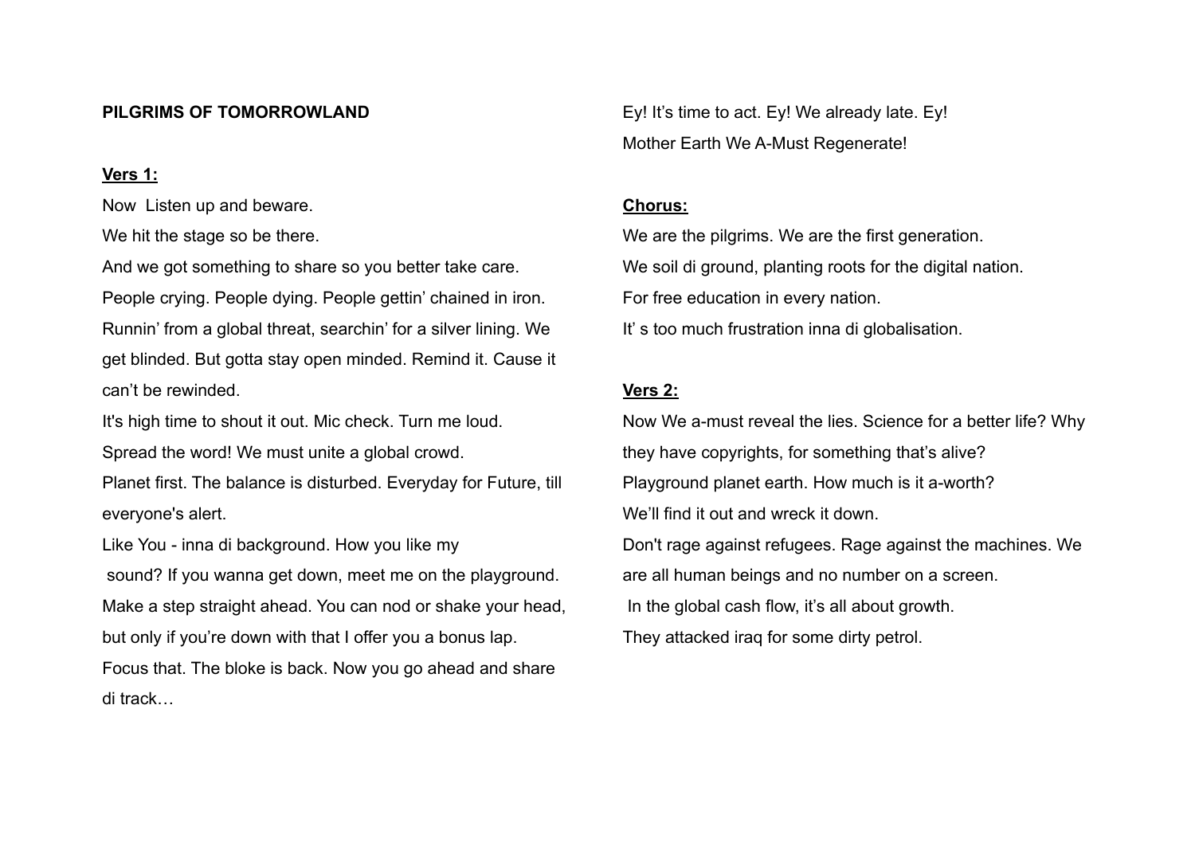**PILGRIMS OF TOMORROWLAND**

**Vers 1:**

Now  Listen up and beware.

We hit the stage so be there.

And we got something to share so you better take care.

People crying. People dying. People gettin' chained in iron.

Runnin' from a global threat, searchin' for a silver lining. We get blinded. But gotta stay open minded. Remind it. Cause it can't be rewinded.

It's high time to shout it out. Mic check. Turn me loud.

Spread the word! We must unite a global crowd.

Planet first. The balance is disturbed. Everyday for Future, till everyone's alert.

Like You - inna di background. How you like my sound? If you wanna get down, meet me on the playground.

Make a step straight ahead. You can nod or shake your head, but only if you're down with that I offer you a bonus lap.

Focus that. The bloke is back. Now you go ahead and share di track…

Ey! It's time to act. Ey! We already late. Ey!

Mother Earth We A-Must Regenerate!

**Chorus:**

We are the pilgrims. We are the first generation.

We soil di ground, planting roots for the digital nation.

For free education in every nation.

It' s too much frustration inna di globalisation.

**Vers 2:**

Now We a-must reveal the lies. Science for a better life? Why they have copyrights, for something that's alive?

Playground planet earth. How much is it a-worth?

We'll find it out and wreck it down.

Don't rage against refugees. Rage against the machines. We are all human beings and no number on a screen.

In the global cash flow, it's all about growth.

They attacked iraq for some dirty petrol.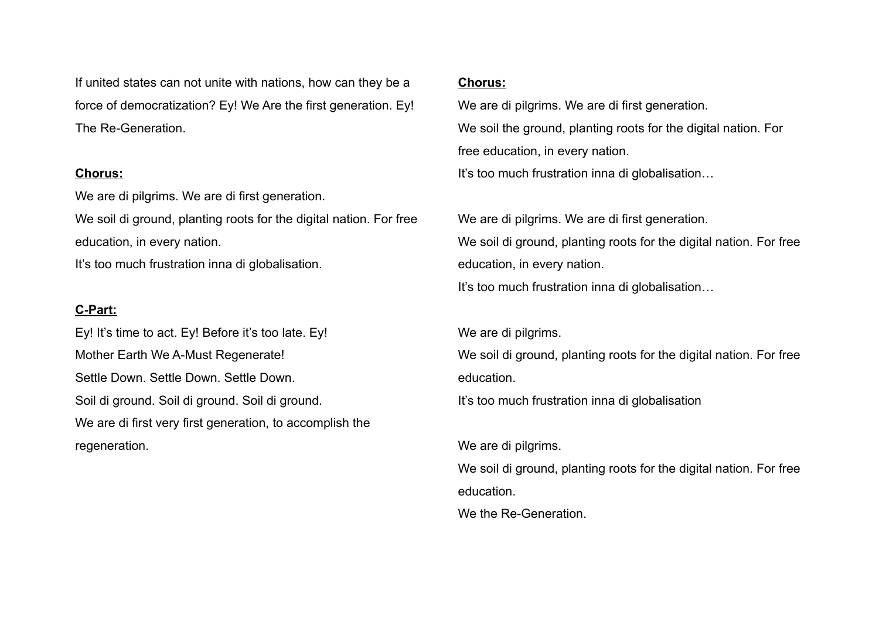If united states can not unite with nations, how can they be a force of democratization? Ey! We Are the first generation. Ey! The Re-Generation.

**Chorus:**

We are di pilgrims. We are di first generation.
We soil di ground, planting roots for the digital nation. For free education, in every nation.
It's too much frustration inna di globalisation.

**C-Part:**

Ey! It's time to act. Ey! Before it's too late. Ey!
Mother Earth We A-Must Regenerate!
Settle Down. Settle Down. Settle Down.
Soil di ground. Soil di ground. Soil di ground.
We are di first very first generation, to accomplish the regeneration.

**Chorus:**

We are di pilgrims. We are di first generation.
We soil the ground, planting roots for the digital nation. For free education, in every nation.
It's too much frustration inna di globalisation…

We are di pilgrims. We are di first generation.
We soil di ground, planting roots for the digital nation. For free education, in every nation.
It's too much frustration inna di globalisation…

We are di pilgrims.
We soil di ground, planting roots for the digital nation. For free education.
It's too much frustration inna di globalisation

We are di pilgrims.
We soil di ground, planting roots for the digital nation. For free education.
We the Re-Generation.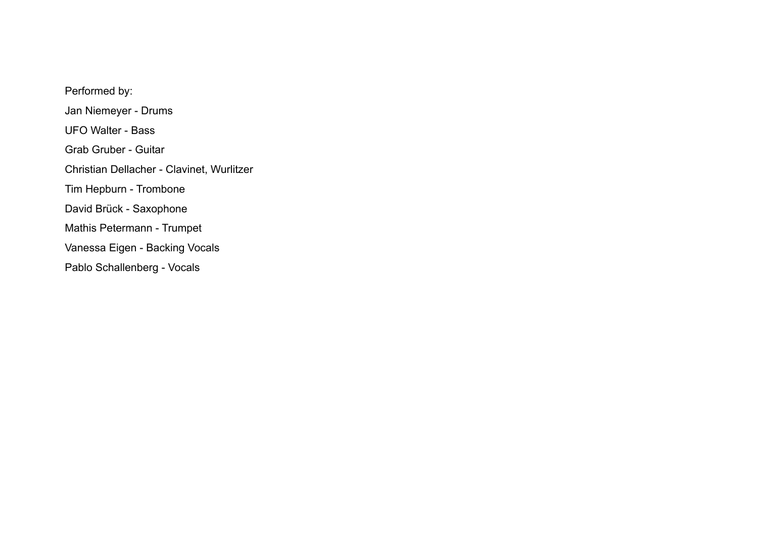Performed by:

Jan Niemeyer - Drums

UFO Walter - Bass

Grab Gruber - Guitar

Christian Dellacher - Clavinet, Wurlitzer

Tim Hepburn - Trombone

David Brück - Saxophone

Mathis Petermann - Trumpet

Vanessa Eigen - Backing Vocals

Pablo Schallenberg - Vocals